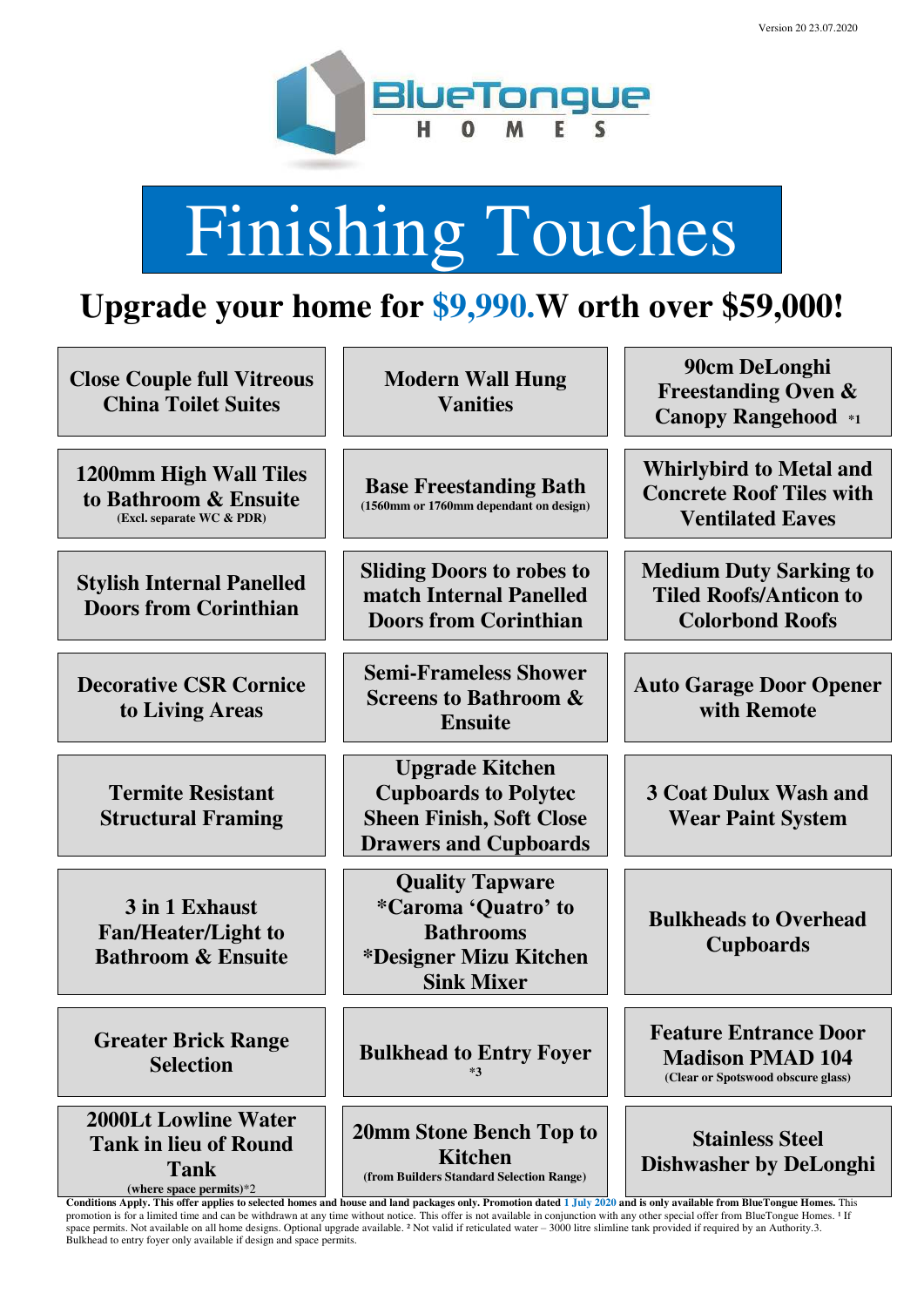Version 20 23.07.2020

BlueTongue HOMES

# Finishing Touches

## Upgrade your home for $9,990.W orth over $59,000!

| | | |
|---|---|---|
| **Close Couple full Vitreous China Toilet Suites** | **Modern Wall Hung Vanities** | **90cm DeLonghi Freestanding Oven & Canopy Rangehood** *1 |
| **1200mm High Wall Tiles to Bathroom & Ensuite** (Excl. separate WC & PDR) | **Base Freestanding Bath** (1560mm or 1760mm dependant on design) | **Whirlybird to Metal and Concrete Roof Tiles with Ventilated Eaves** |
| **Stylish Internal Panelled Doors from Corinthian** | **Sliding Doors to robes to match Internal Panelled Doors from Corinthian** | **Medium Duty Sarking to Tiled Roofs/Anticon to Colorbond Roofs** |
| **Decorative CSR Cornice to Living Areas** | **Semi-Frameless Shower Screens to Bathroom & Ensuite** | **Auto Garage Door Opener with Remote** |
| **Termite Resistant Structural Framing** | **Upgrade Kitchen Cupboards to Polytec Sheen Finish, Soft Close Drawers and Cupboards** | **3 Coat Dulux Wash and Wear Paint System** |
| **3 in 1 Exhaust Fan/Heater/Light to Bathroom & Ensuite** | **Quality Tapware *Caroma 'Quatro' to Bathrooms *Designer Mizu Kitchen Sink Mixer** | **Bulkheads to Overhead Cupboards** |
| **Greater Brick Range Selection** | **Bulkhead to Entry Foyer** *3 | **Feature Entrance Door Madison PMAD 104** (Clear or Spotswood obscure glass) |
| **2000Lt Lowline Water Tank in lieu of Round Tank** (where space permits)*2 | **20mm Stone Bench Top to Kitchen** (from Builders Standard Selection Range) | **Stainless Steel Dishwasher by DeLonghi** |

**Conditions Apply. This offer applies to selected homes and house and land packages only. Promotion dated 1 July 2020 and is only available from BlueTongue Homes.** This promotion is for a limited time and can be withdrawn at any time without notice. This offer is not available in conjunction with any other special offer from BlueTongue Homes. [1] If space permits. Not available on all home designs. Optional upgrade available. [2] Not valid if reticulated water – 3000 litre slimline tank provided if required by an Authority.3. Bulkhead to entry foyer only available if design and space permits.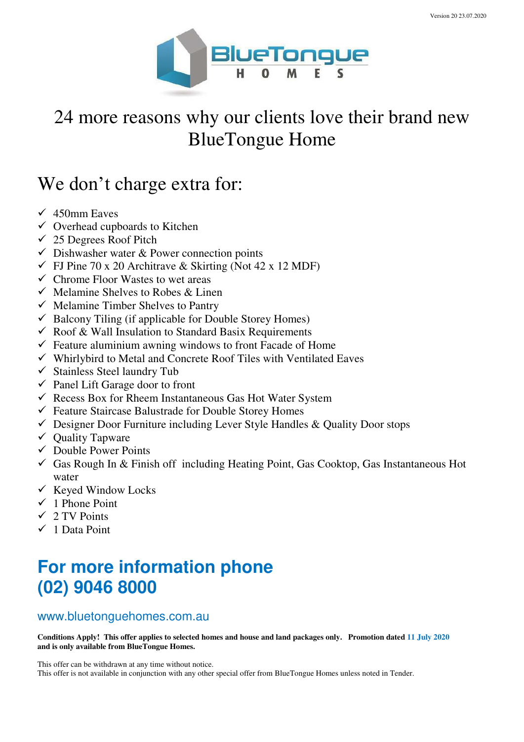# 24 more reasons why our clients love their brand new BlueTongue Home

## We don't charge extra for:

- ✓ 450mm Eaves
- ✓ Overhead cupboards to Kitchen
- ✓ 25 Degrees Roof Pitch
- ✓ Dishwasher water & Power connection points
- ✓ FJ Pine 70 x 20 Architrave & Skirting (Not 42 x 12 MDF)
- ✓ Chrome Floor Wastes to wet areas
- ✓ Melamine Shelves to Robes & Linen
- ✓ Melamine Timber Shelves to Pantry
- ✓ Balcony Tiling (if applicable for Double Storey Homes)
- ✓ Roof & Wall Insulation to Standard Basix Requirements
- ✓ Feature aluminium awning windows to front Facade of Home
- ✓ Whirlybird to Metal and Concrete Roof Tiles with Ventilated Eaves
- ✓ Stainless Steel laundry Tub
- ✓ Panel Lift Garage door to front
- ✓ Recess Box for Rheem Instantaneous Gas Hot Water System
- ✓ Feature Staircase Balustrade for Double Storey Homes
- ✓ Designer Door Furniture including Lever Style Handles & Quality Door stops
- ✓ Quality Tapware
- ✓ Double Power Points
- ✓ Gas Rough In & Finish off including Heating Point, Gas Cooktop, Gas Instantaneous Hot water
- ✓ Keyed Window Locks
- ✓ 1 Phone Point
- ✓ 2 TV Points
- ✓ 1 Data Point

## For more information phone (02) 9046 8000

www.bluetonguehomes.com.au

**Conditions Apply! This offer applies to selected homes and house and land packages only. Promotion dated 11 July 2020 and is only available from BlueTongue Homes.**

This offer can be withdrawn at any time without notice.
This offer is not available in conjunction with any other special offer from BlueTongue Homes unless noted in Tender.